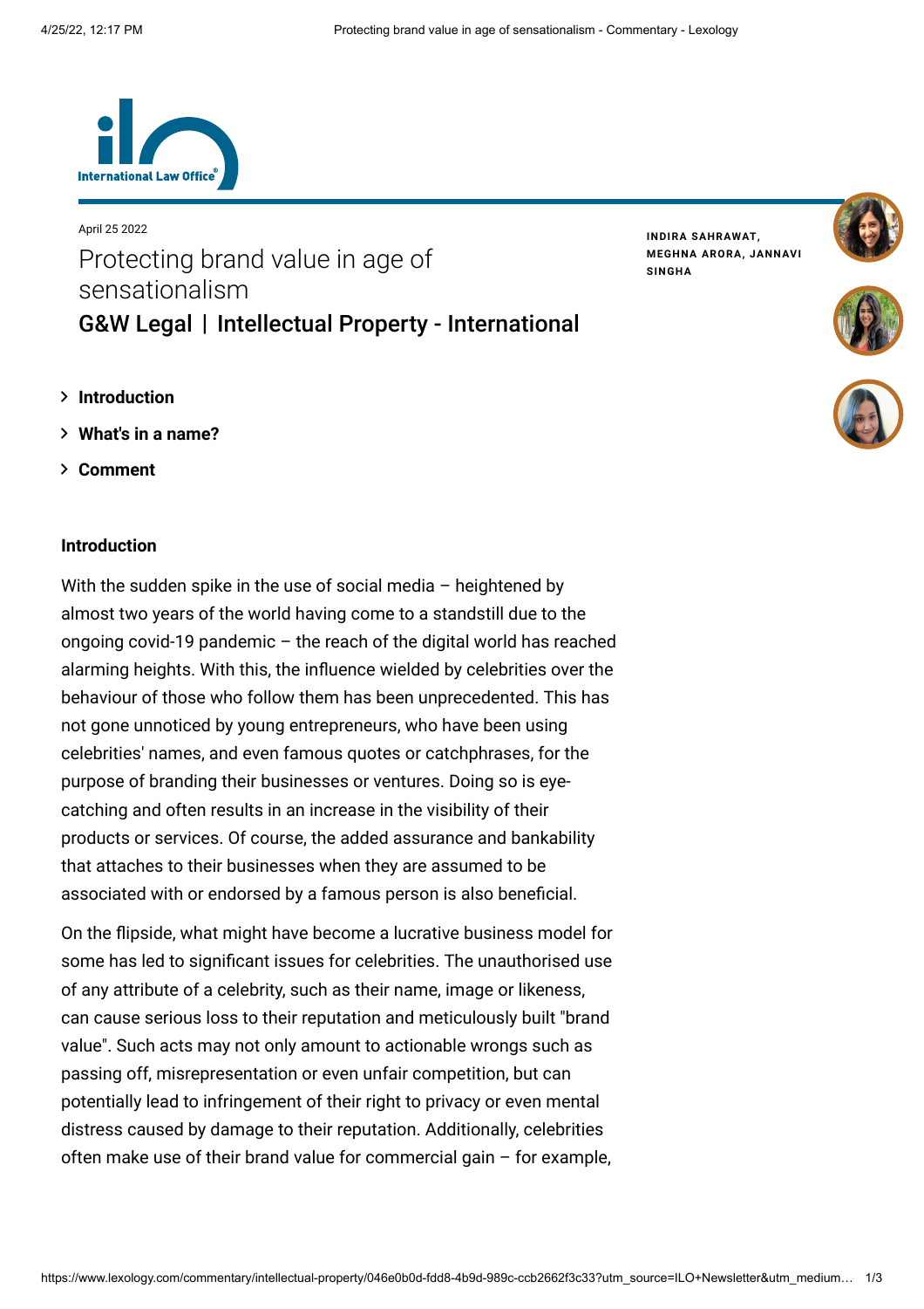International Law Office

April 25 2022

# Protecting brand value in age of sensationalism

## G&W Legal | Intellectual Property - International

**INDIRA SAHRAWAT, MEGHNA ARORA, JANNAVI SINGHA**

- Introduction
- What's in a name?
- Comment

### Introduction

With the sudden spike in the use of social media – heightened by almost two years of the world having come to a standstill due to the ongoing covid-19 pandemic – the reach of the digital world has reached alarming heights. With this, the influence wielded by celebrities over the behaviour of those who follow them has been unprecedented. This has not gone unnoticed by young entrepreneurs, who have been using celebrities' names, and even famous quotes or catchphrases, for the purpose of branding their businesses or ventures. Doing so is eye-catching and often results in an increase in the visibility of their products or services. Of course, the added assurance and bankability that attaches to their businesses when they are assumed to be associated with or endorsed by a famous person is also beneficial.

On the flipside, what might have become a lucrative business model for some has led to significant issues for celebrities. The unauthorised use of any attribute of a celebrity, such as their name, image or likeness, can cause serious loss to their reputation and meticulously built "brand value". Such acts may not only amount to actionable wrongs such as passing off, misrepresentation or even unfair competition, but can potentially lead to infringement of their right to privacy or even mental distress caused by damage to their reputation. Additionally, celebrities often make use of their brand value for commercial gain – for example,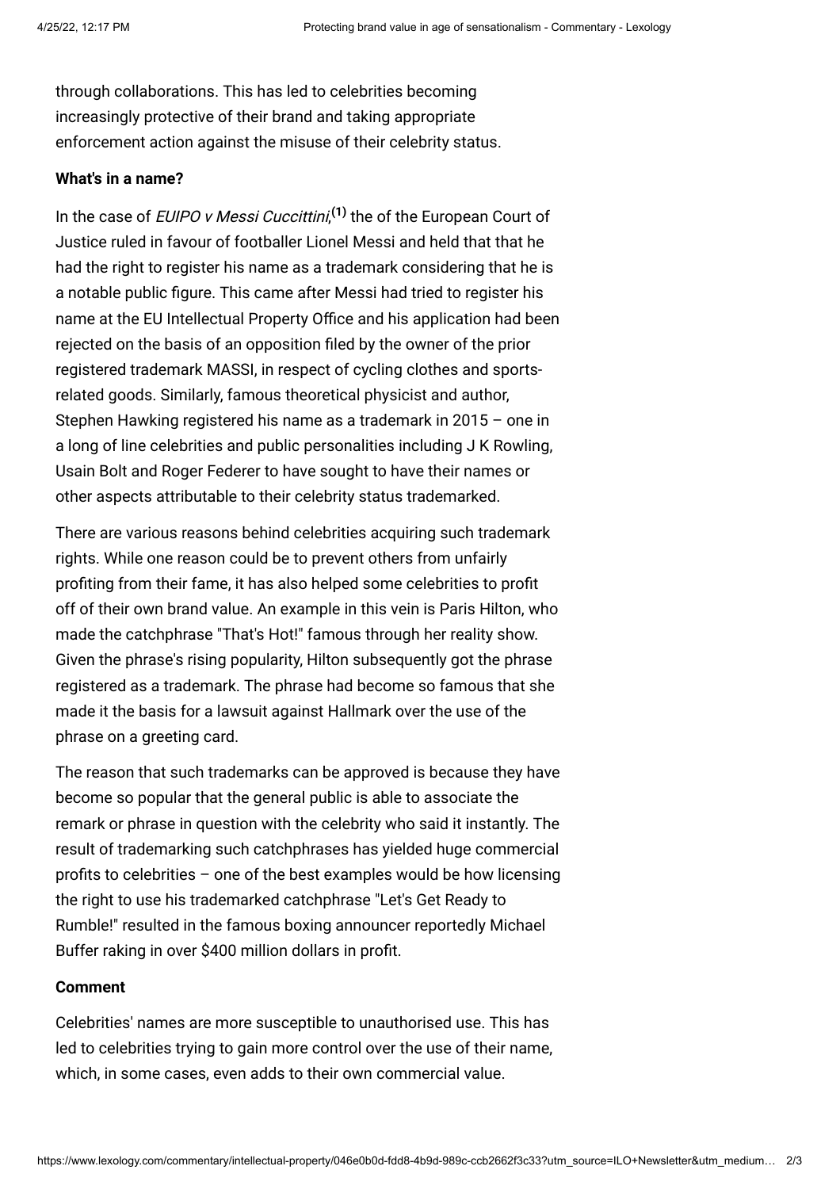through collaborations. This has led to celebrities becoming increasingly protective of their brand and taking appropriate enforcement action against the misuse of their celebrity status.

**What's in a name?**

In the case of *EUIPO v Messi Cuccittini*,[(1)] the of the European Court of Justice ruled in favour of footballer Lionel Messi and held that that he had the right to register his name as a trademark considering that he is a notable public figure. This came after Messi had tried to register his name at the EU Intellectual Property Office and his application had been rejected on the basis of an opposition filed by the owner of the prior registered trademark MASSI, in respect of cycling clothes and sports-related goods. Similarly, famous theoretical physicist and author, Stephen Hawking registered his name as a trademark in 2015 – one in a long of line celebrities and public personalities including J K Rowling, Usain Bolt and Roger Federer to have sought to have their names or other aspects attributable to their celebrity status trademarked.

There are various reasons behind celebrities acquiring such trademark rights. While one reason could be to prevent others from unfairly profiting from their fame, it has also helped some celebrities to profit off of their own brand value. An example in this vein is Paris Hilton, who made the catchphrase "That's Hot!" famous through her reality show. Given the phrase's rising popularity, Hilton subsequently got the phrase registered as a trademark. The phrase had become so famous that she made it the basis for a lawsuit against Hallmark over the use of the phrase on a greeting card.

The reason that such trademarks can be approved is because they have become so popular that the general public is able to associate the remark or phrase in question with the celebrity who said it instantly. The result of trademarking such catchphrases has yielded huge commercial profits to celebrities – one of the best examples would be how licensing the right to use his trademarked catchphrase "Let's Get Ready to Rumble!" resulted in the famous boxing announcer reportedly Michael Buffer raking in over $400 million dollars in profit.

**Comment**

Celebrities' names are more susceptible to unauthorised use. This has led to celebrities trying to gain more control over the use of their name, which, in some cases, even adds to their own commercial value.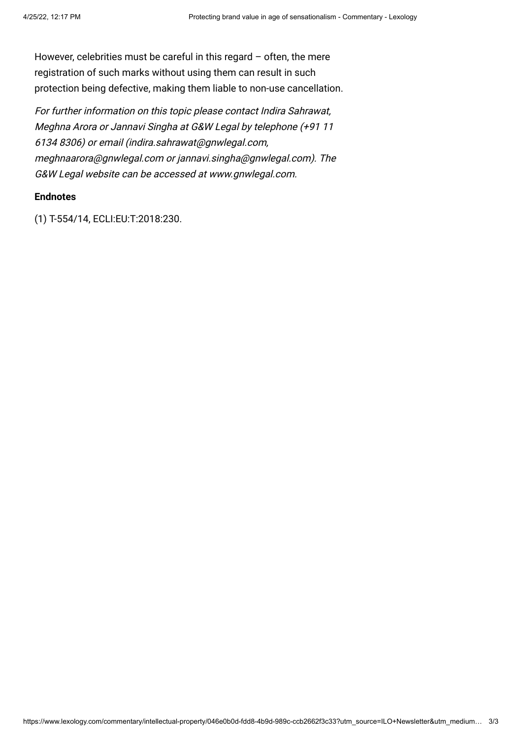However, celebrities must be careful in this regard – often, the mere registration of such marks without using them can result in such protection being defective, making them liable to non-use cancellation.

*For further information on this topic please contact Indira Sahrawat, Meghna Arora or Jannavi Singha at G&W Legal by telephone (+91 11 6134 8306) or email (indira.sahrawat@gnwlegal.com, meghnaarora@gnwlegal.com or jannavi.singha@gnwlegal.com). The G&W Legal website can be accessed at www.gnwlegal.com.*

**Endnotes**

(1) T-554/14, ECLI:EU:T:2018:230.